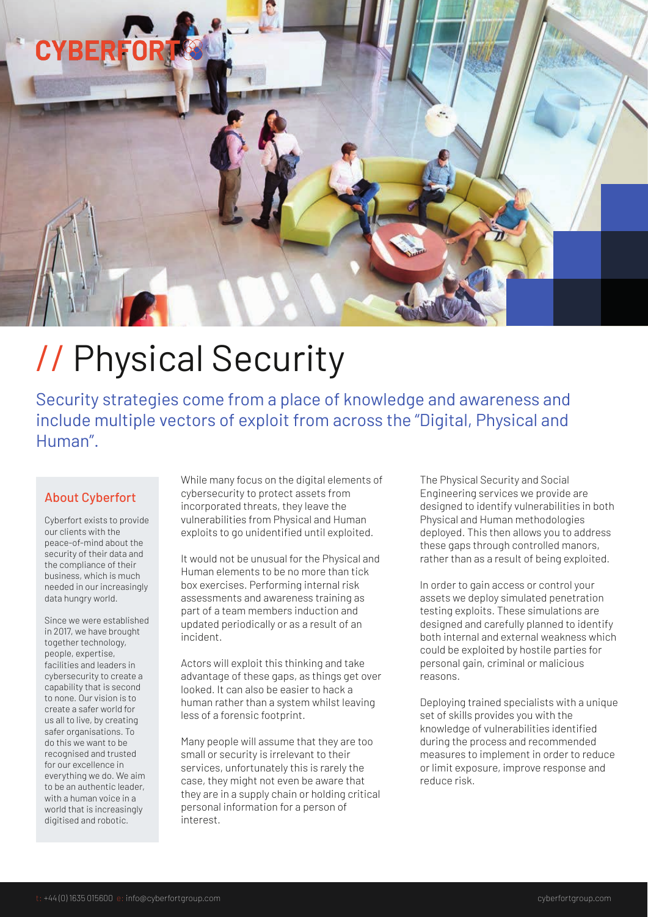# // Physical Security

Security strategies come from a place of knowledge and awareness and include multiple vectors of exploit from across the "Digital, Physical and Human".

## About Cyberfort

Cyberfort exists to provide our clients with the peace-of-mind about the security of their data and the compliance of their business, which is much needed in our increasingly data hungry world.

Since we were established in 2017, we have brought together technology, people, expertise, facilities and leaders in cybersecurity to create a capability that is second to none. Our vision is to create a safer world for us all to live, by creating safer organisations. To do this we want to be recognised and trusted for our excellence in everything we do. We aim to be an authentic leader, with a human voice in a world that is increasingly digitised and robotic.

While many focus on the digital elements of cybersecurity to protect assets from incorporated threats, they leave the vulnerabilities from Physical and Human exploits to go unidentified until exploited.

It would not be unusual for the Physical and Human elements to be no more than tick box exercises. Performing internal risk assessments and awareness training as part of a team members induction and updated periodically or as a result of an incident.

Actors will exploit this thinking and take advantage of these gaps, as things get over looked. It can also be easier to hack a human rather than a system whilst leaving less of a forensic footprint.

Many people will assume that they are too small or security is irrelevant to their services, unfortunately this is rarely the case, they might not even be aware that they are in a supply chain or holding critical personal information for a person of interest.

The Physical Security and Social Engineering services we provide are designed to identify vulnerabilities in both Physical and Human methodologies deployed. This then allows you to address these gaps through controlled manors, rather than as a result of being exploited.

In order to gain access or control your assets we deploy simulated penetration testing exploits. These simulations are designed and carefully planned to identify both internal and external weakness which could be exploited by hostile parties for personal gain, criminal or malicious reasons.

Deploying trained specialists with a unique set of skills provides you with the knowledge of vulnerabilities identified during the process and recommended measures to implement in order to reduce or limit exposure, improve response and reduce risk.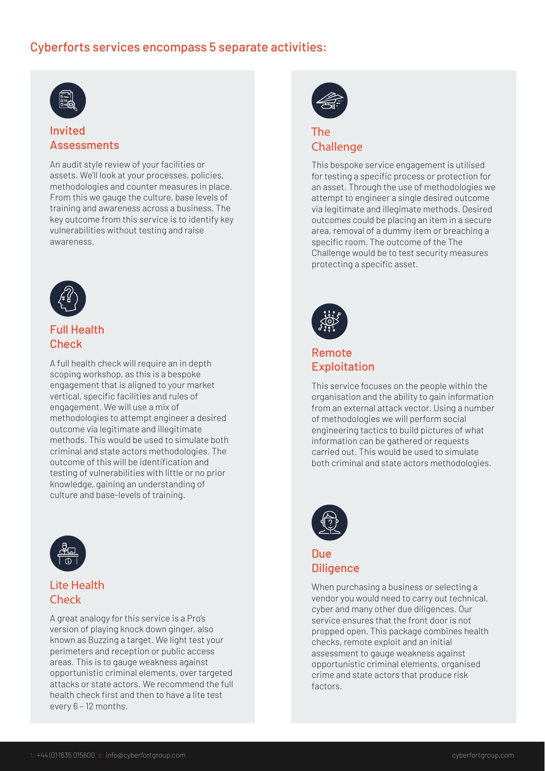## Cyberforts services encompass 5 separate activities:

### Invited Assessments

An audit style review of your facilities or assets. We'll look at your processes, policies, methodologies and counter measures in place. From this we gauge the culture, base levels of training and awareness across a business. The key outcome from this service is to identify key vulnerabilities without testing and raise awareness.

### Full Health Check

A full health check will require an in depth scoping workshop, as this is a bespoke engagement that is aligned to your market vertical, specific facilities and rules of engagement. We will use a mix of methodologies to attempt engineer a desired outcome via legitimate and illegitimate methods. This would be used to simulate both criminal and state actors methodologies. The outcome of this will be identification and testing of vulnerabilities with little or no prior knowledge, gaining an understanding of culture and base-levels of training.

### Lite Health Check

A great analogy for this service is a Pro's version of playing knock down ginger, also known as Buzzing a target. We light test your perimeters and reception or public access areas. This is to gauge weakness against opportunistic criminal elements, over targeted attacks or state actors. We recommend the full health check first and then to have a lite test every 6 – 12 months.

### The Challenge

This bespoke service engagement is utilised for testing a specific process or protection for an asset. Through the use of methodologies we attempt to engineer a single desired outcome via legitimate and illegimate methods. Desired outcomes could be placing an item in a secure area, removal of a dummy item or breaching a specific room. The outcome of the The Challenge would be to test security measures protecting a specific asset.

### Remote Exploitation

This service focuses on the people within the organisation and the ability to gain information from an external attack vector. Using a number of methodologies we will perform social engineering tactics to build pictures of what information can be gathered or requests carried out. This would be used to simulate both criminal and state actors methodologies.

### Due Diligence

When purchasing a business or selecting a vendor you would need to carry out technical, cyber and many other due diligences. Our service ensures that the front door is not propped open. This package combines health checks, remote exploit and an initial assessment to gauge weakness against opportunistic criminal elements, organised crime and state actors that produce risk factors.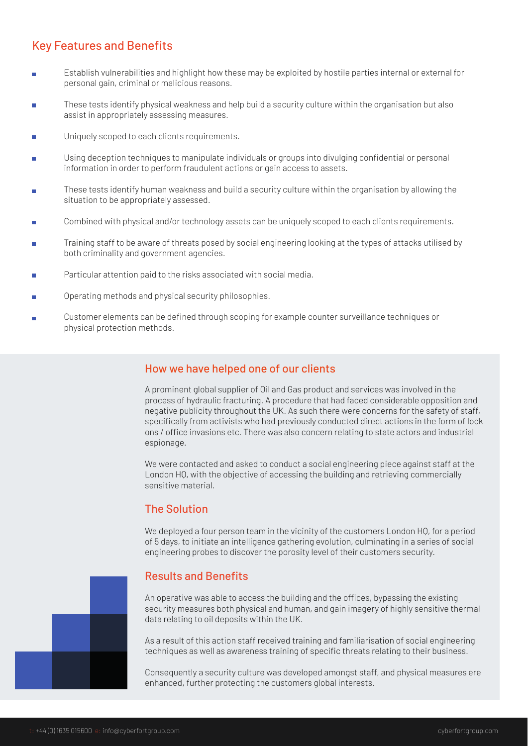## Key Features and Benefits

- Establish vulnerabilities and highlight how these may be exploited by hostile parties internal or external for personal gain, criminal or malicious reasons.
- These tests identify physical weakness and help build a security culture within the organisation but also assist in appropriately assessing measures.
- Uniquely scoped to each clients requirements.
- Using deception techniques to manipulate individuals or groups into divulging confidential or personal information in order to perform fraudulent actions or gain access to assets.
- These tests identify human weakness and build a security culture within the organisation by allowing the situation to be appropriately assessed.
- Combined with physical and/or technology assets can be uniquely scoped to each clients requirements.
- Training staff to be aware of threats posed by social engineering looking at the types of attacks utilised by both criminality and government agencies.
- Particular attention paid to the risks associated with social media.
- Operating methods and physical security philosophies.
- Customer elements can be defined through scoping for example counter surveillance techniques or physical protection methods.

## How we have helped one of our clients

A prominent global supplier of Oil and Gas product and services was involved in the process of hydraulic fracturing. A procedure that had faced considerable opposition and negative publicity throughout the UK. As such there were concerns for the safety of staff, specifically from activists who had previously conducted direct actions in the form of lock ons / office invasions etc. There was also concern relating to state actors and industrial espionage.

We were contacted and asked to conduct a social engineering piece against staff at the London HQ, with the objective of accessing the building and retrieving commercially sensitive material.

## The Solution

We deployed a four person team in the vicinity of the customers London HQ, for a period of 5 days, to initiate an intelligence gathering evolution, culminating in a series of social engineering probes to discover the porosity level of their customers security.

## Results and Benefits

An operative was able to access the building and the offices, bypassing the existing security measures both physical and human, and gain imagery of highly sensitive thermal data relating to oil deposits within the UK.

As a result of this action staff received training and familiarisation of social engineering techniques as well as awareness training of specific threats relating to their business.

Consequently a security culture was developed amongst staff, and physical measures ere enhanced, further protecting the customers global interests.

t: +44 (0) 1635 015600 e: info@cyberfortgroup.com

cyberfortgroup.com